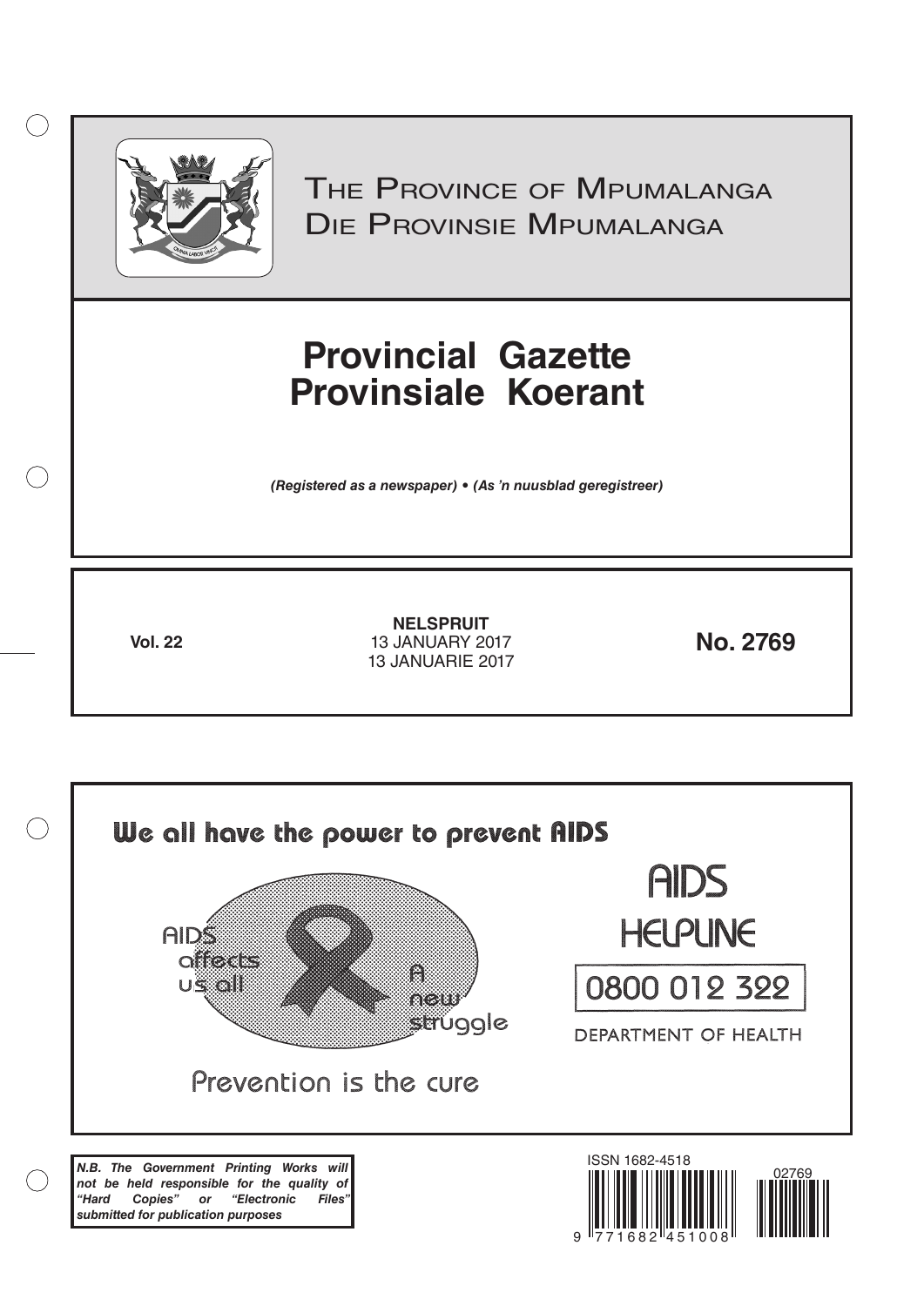# The Province of Mpumalanga
# Die Provinsie Mpumalanga

# Provincial Gazette
# Provinsiale Koerant

*(Registered as a newspaper) • (As 'n nuusblad geregistreer)*

**Vol. 22**

**NELSPRUIT**
13 JANUARY 2017
13 JANUARIE 2017

**No. 2769**

**We all have the power to prevent AIDS**

AIDS affects us all

A new struggle

Prevention is the cure

AIDS HELPLINE

0800 012 322

DEPARTMENT OF HEALTH

***N.B. The Government Printing Works will not be held responsible for the quality of "Hard Copies" or "Electronic Files" submitted for publication purposes***

ISSN 1682-4518

02769

9 771682 451008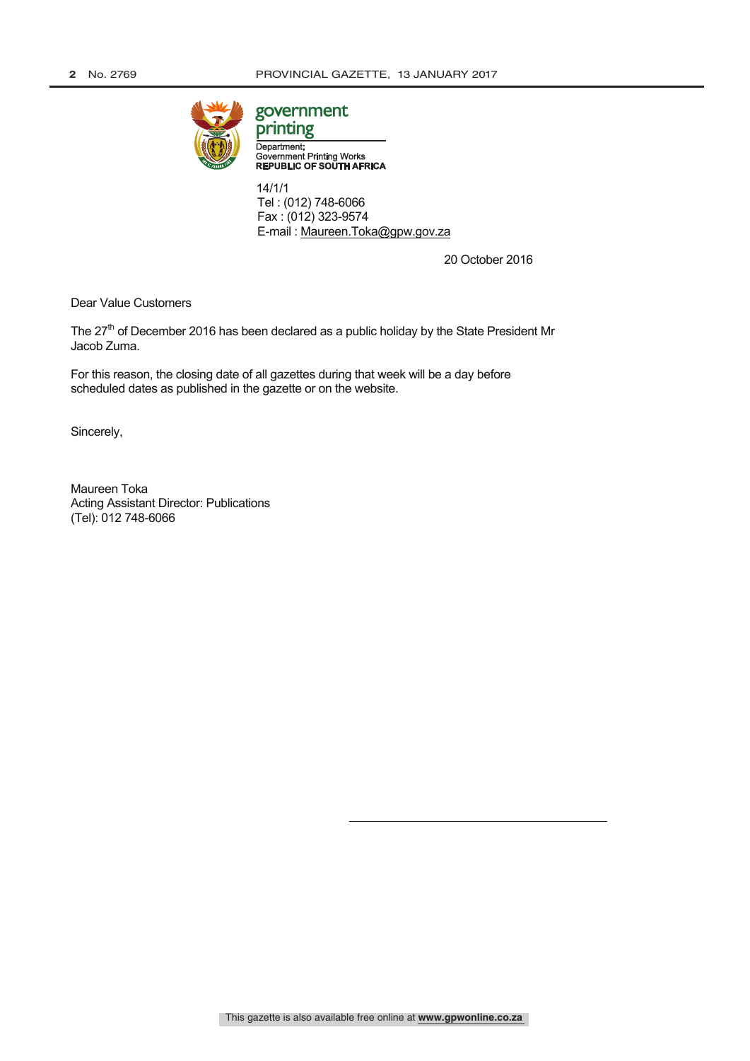government
printing

Department:
Government Printing Works
**REPUBLIC OF SOUTH AFRICA**

14/1/1
Tel : (012) 748-6066
Fax : (012) 323-9574
E-mail : Maureen.Toka@gpw.gov.za

20 October 2016

Dear Value Customers

The 27th of December 2016 has been declared as a public holiday by the State President Mr Jacob Zuma.

For this reason, the closing date of all gazettes during that week will be a day before scheduled dates as published in the gazette or on the website.

Sincerely,

Maureen Toka
Acting Assistant Director: Publications
(Tel): 012 748-6066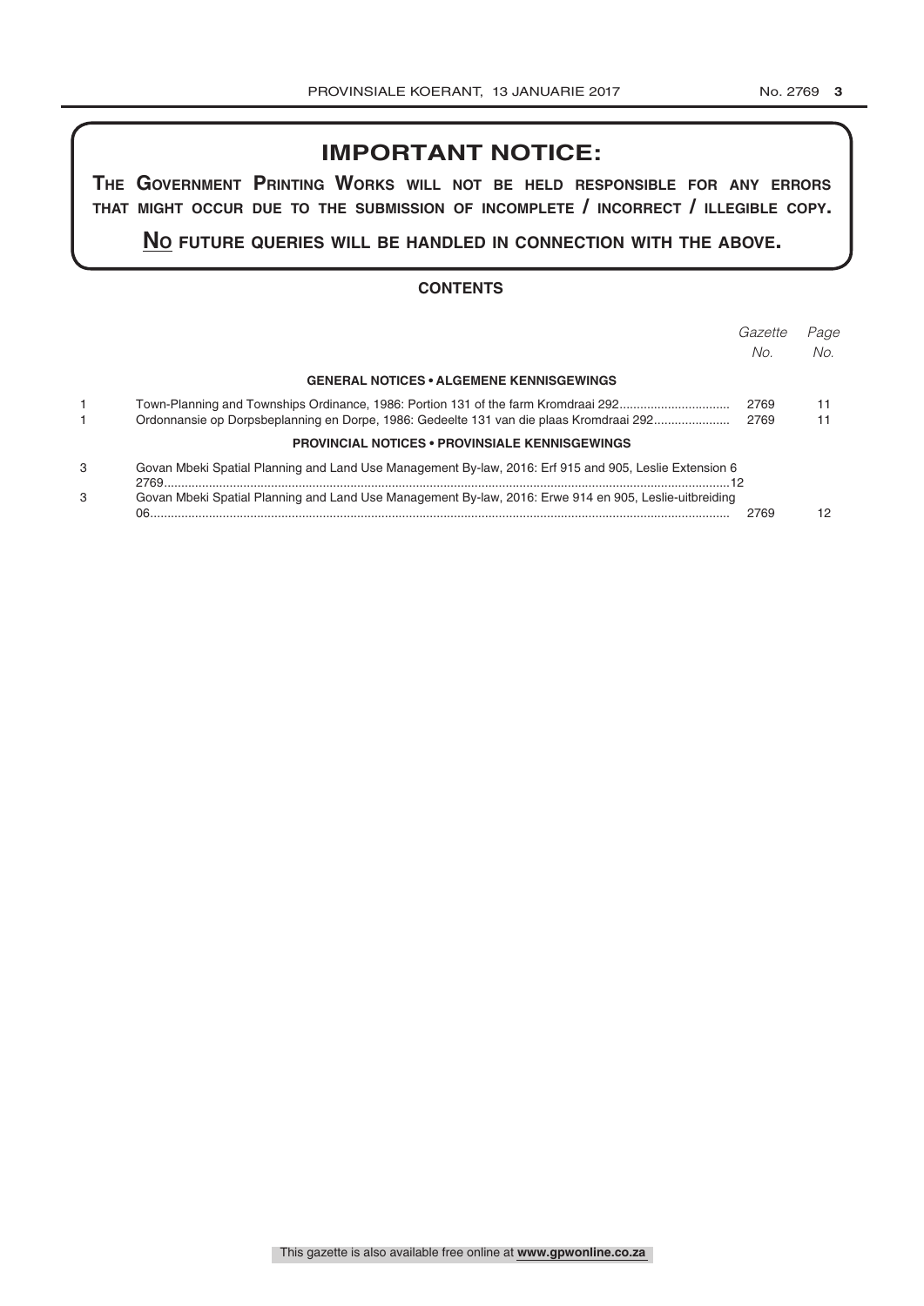## IMPORTANT NOTICE:

**The Government Printing Works will not be held responsible for any errors that might occur due to the submission of incomplete / incorrect / illegible copy.**

**No future queries will be handled in connection with the above.**

### CONTENTS

| | | *Gazette No.* | *Page No.* |
|---|---|---|---|
| | **GENERAL NOTICES • ALGEMENE KENNISGEWINGS** | | |
| 1 | Town-Planning and Townships Ordinance, 1986: Portion 131 of the farm Kromdraai 292 | 2769 | 11 |
| 1 | Ordonnansie op Dorpsbeplanning en Dorpe, 1986: Gedeelte 131 van die plaas Kromdraai 292 | 2769 | 11 |
| | **PROVINCIAL NOTICES • PROVINSIALE KENNISGEWINGS** | | |
| 3 | Govan Mbeki Spatial Planning and Land Use Management By-law, 2016: Erf 915 and 905, Leslie Extension 6 | 2769 | 12 |
| 3 | Govan Mbeki Spatial Planning and Land Use Management By-law, 2016: Erwe 914 en 905, Leslie-uitbreiding 06 | 2769 | 12 |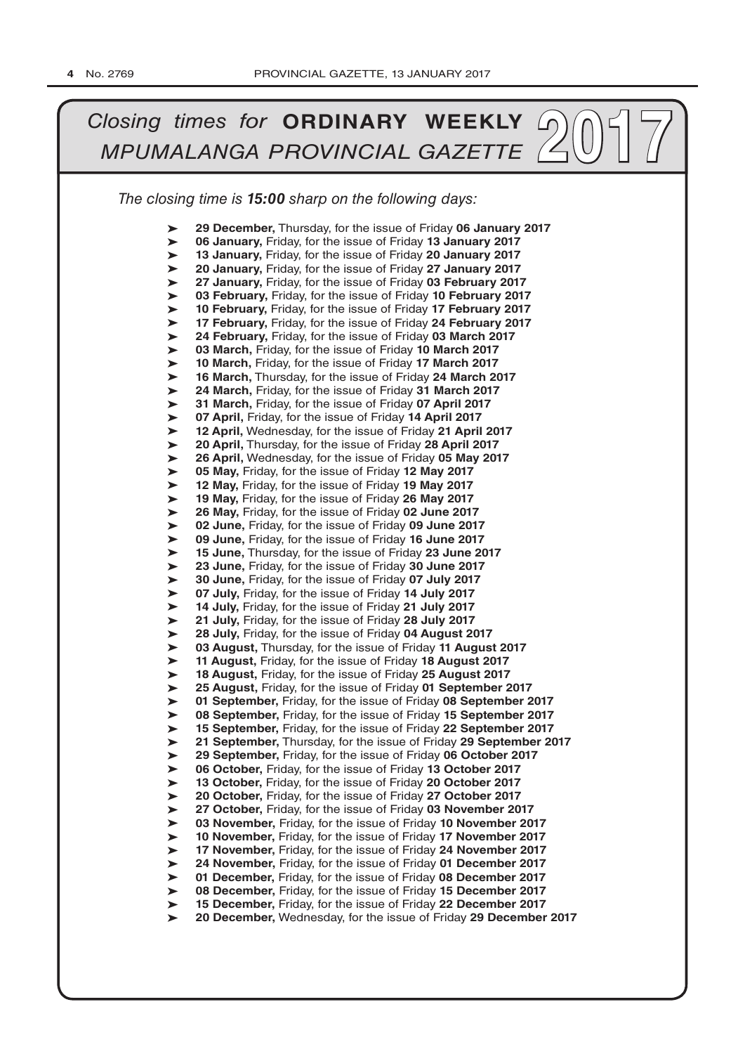# *Closing times for* **ORDINARY WEEKLY** *MPUMALANGA PROVINCIAL GAZETTE* 2017

*The closing time is **15:00** sharp on the following days:*

- **29 December,** Thursday, for the issue of Friday **06 January 2017**
- **06 January,** Friday, for the issue of Friday **13 January 2017**
- **13 January,** Friday, for the issue of Friday **20 January 2017**
- **20 January,** Friday, for the issue of Friday **27 January 2017**
- **27 January,** Friday, for the issue of Friday **03 February 2017**
- **03 February,** Friday, for the issue of Friday **10 February 2017**
- **10 February,** Friday, for the issue of Friday **17 February 2017**
- **17 February,** Friday, for the issue of Friday **24 February 2017**
- **24 February,** Friday, for the issue of Friday **03 March 2017**
- **03 March,** Friday, for the issue of Friday **10 March 2017**
- **10 March,** Friday, for the issue of Friday **17 March 2017**
- **16 March,** Thursday, for the issue of Friday **24 March 2017**
- **24 March,** Friday, for the issue of Friday **31 March 2017**
- **31 March,** Friday, for the issue of Friday **07 April 2017**
- **07 April,** Friday, for the issue of Friday **14 April 2017**
- **12 April,** Wednesday, for the issue of Friday **21 April 2017**
- **20 April,** Thursday, for the issue of Friday **28 April 2017**
- **26 April,** Wednesday, for the issue of Friday **05 May 2017**
- **05 May,** Friday, for the issue of Friday **12 May 2017**
- **12 May,** Friday, for the issue of Friday **19 May 2017**
- **19 May,** Friday, for the issue of Friday **26 May 2017**
- **26 May,** Friday, for the issue of Friday **02 June 2017**
- **02 June,** Friday, for the issue of Friday **09 June 2017**
- **09 June,** Friday, for the issue of Friday **16 June 2017**
- **15 June,** Thursday, for the issue of Friday **23 June 2017**
- **23 June,** Friday, for the issue of Friday **30 June 2017**
- **30 June,** Friday, for the issue of Friday **07 July 2017**
- **07 July,** Friday, for the issue of Friday **14 July 2017**
- **14 July,** Friday, for the issue of Friday **21 July 2017**
- **21 July,** Friday, for the issue of Friday **28 July 2017**
- **28 July,** Friday, for the issue of Friday **04 August 2017**
- **03 August,** Thursday, for the issue of Friday **11 August 2017**
- **11 August,** Friday, for the issue of Friday **18 August 2017**
- **18 August,** Friday, for the issue of Friday **25 August 2017**
- **25 August,** Friday, for the issue of Friday **01 September 2017**
- **01 September,** Friday, for the issue of Friday **08 September 2017**
- **08 September,** Friday, for the issue of Friday **15 September 2017**
- **15 September,** Friday, for the issue of Friday **22 September 2017**
- **21 September,** Thursday, for the issue of Friday **29 September 2017**
- **29 September,** Friday, for the issue of Friday **06 October 2017**
- **06 October,** Friday, for the issue of Friday **13 October 2017**
- **13 October,** Friday, for the issue of Friday **20 October 2017**
- **20 October,** Friday, for the issue of Friday **27 October 2017**
- **27 October,** Friday, for the issue of Friday **03 November 2017**
- **03 November,** Friday, for the issue of Friday **10 November 2017**
- **10 November,** Friday, for the issue of Friday **17 November 2017**
- **17 November,** Friday, for the issue of Friday **24 November 2017**
- **24 November,** Friday, for the issue of Friday **01 December 2017**
- **01 December,** Friday, for the issue of Friday **08 December 2017**
- **08 December,** Friday, for the issue of Friday **15 December 2017**
- **15 December,** Friday, for the issue of Friday **22 December 2017**
- **20 December,** Wednesday, for the issue of Friday **29 December 2017**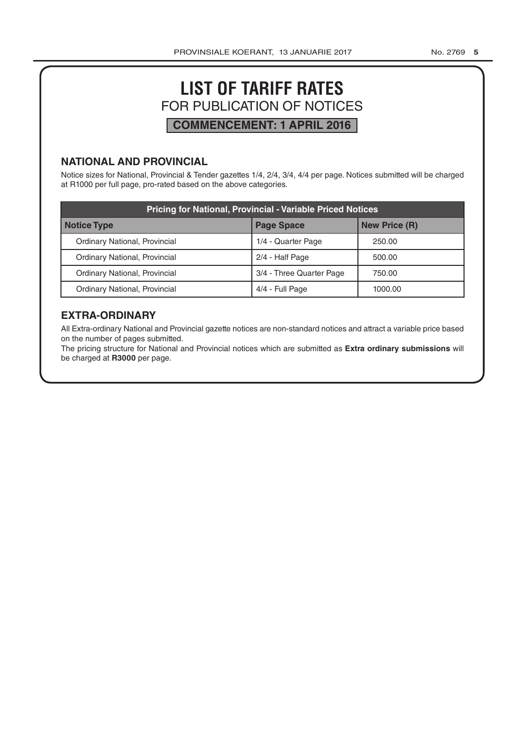# LIST OF TARIFF RATES

## FOR PUBLICATION OF NOTICES

**COMMENCEMENT: 1 APRIL 2016**

### NATIONAL AND PROVINCIAL

Notice sizes for National, Provincial & Tender gazettes 1/4, 2/4, 3/4, 4/4 per page. Notices submitted will be charged at R1000 per full page, pro-rated based on the above categories.

| Pricing for National, Provincial - Variable Priced Notices | | |
|---|---|---|
| **Notice Type** | **Page Space** | **New Price (R)** |
| Ordinary National, Provincial | 1/4 - Quarter Page | 250.00 |
| Ordinary National, Provincial | 2/4 - Half Page | 500.00 |
| Ordinary National, Provincial | 3/4 - Three Quarter Page | 750.00 |
| Ordinary National, Provincial | 4/4 - Full Page | 1000.00 |

### EXTRA-ORDINARY

All Extra-ordinary National and Provincial gazette notices are non-standard notices and attract a variable price based on the number of pages submitted.

The pricing structure for National and Provincial notices which are submitted as **Extra ordinary submissions** will be charged at **R3000** per page.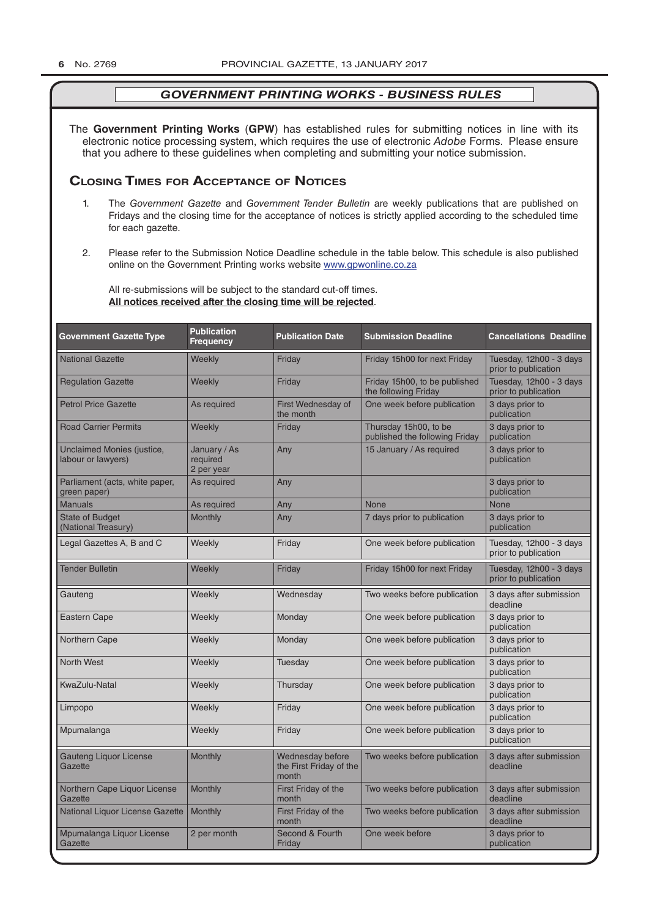## *GOVERNMENT PRINTING WORKS - BUSINESS RULES*

The **Government Printing Works** (**GPW**) has established rules for submitting notices in line with its electronic notice processing system, which requires the use of electronic *Adobe* Forms. Please ensure that you adhere to these guidelines when completing and submitting your notice submission.

### Closing Times for Acceptance of Notices

1. The *Government Gazette* and *Government Tender Bulletin* are weekly publications that are published on Fridays and the closing time for the acceptance of notices is strictly applied according to the scheduled time for each gazette.

2. Please refer to the Submission Notice Deadline schedule in the table below. This schedule is also published online on the Government Printing works website www.gpwonline.co.za

All re-submissions will be subject to the standard cut-off times.
**All notices received after the closing time will be rejected**.

| Government Gazette Type | Publication Frequency | Publication Date | Submission Deadline | Cancellations Deadline |
|---|---|---|---|---|
| National Gazette | Weekly | Friday | Friday 15h00 for next Friday | Tuesday, 12h00 - 3 days prior to publication |
| Regulation Gazette | Weekly | Friday | Friday 15h00, to be published the following Friday | Tuesday, 12h00 - 3 days prior to publication |
| Petrol Price Gazette | As required | First Wednesday of the month | One week before publication | 3 days prior to publication |
| Road Carrier Permits | Weekly | Friday | Thursday 15h00, to be published the following Friday | 3 days prior to publication |
| Unclaimed Monies (justice, labour or lawyers) | January / As required 2 per year | Any | 15 January / As required | 3 days prior to publication |
| Parliament (acts, white paper, green paper) | As required | Any | | 3 days prior to publication |
| Manuals | As required | Any | None | None |
| State of Budget (National Treasury) | Monthly | Any | 7 days prior to publication | 3 days prior to publication |
| Legal Gazettes A, B and C | Weekly | Friday | One week before publication | Tuesday, 12h00 - 3 days prior to publication |
| Tender Bulletin | Weekly | Friday | Friday 15h00 for next Friday | Tuesday, 12h00 - 3 days prior to publication |
| Gauteng | Weekly | Wednesday | Two weeks before publication | 3 days after submission deadline |
| Eastern Cape | Weekly | Monday | One week before publication | 3 days prior to publication |
| Northern Cape | Weekly | Monday | One week before publication | 3 days prior to publication |
| North West | Weekly | Tuesday | One week before publication | 3 days prior to publication |
| KwaZulu-Natal | Weekly | Thursday | One week before publication | 3 days prior to publication |
| Limpopo | Weekly | Friday | One week before publication | 3 days prior to publication |
| Mpumalanga | Weekly | Friday | One week before publication | 3 days prior to publication |
| Gauteng Liquor License Gazette | Monthly | Wednesday before the First Friday of the month | Two weeks before publication | 3 days after submission deadline |
| Northern Cape Liquor License Gazette | Monthly | First Friday of the month | Two weeks before publication | 3 days after submission deadline |
| National Liquor License Gazette | Monthly | First Friday of the month | Two weeks before publication | 3 days after submission deadline |
| Mpumalanga Liquor License Gazette | 2 per month | Second & Fourth Friday | One week before | 3 days prior to publication |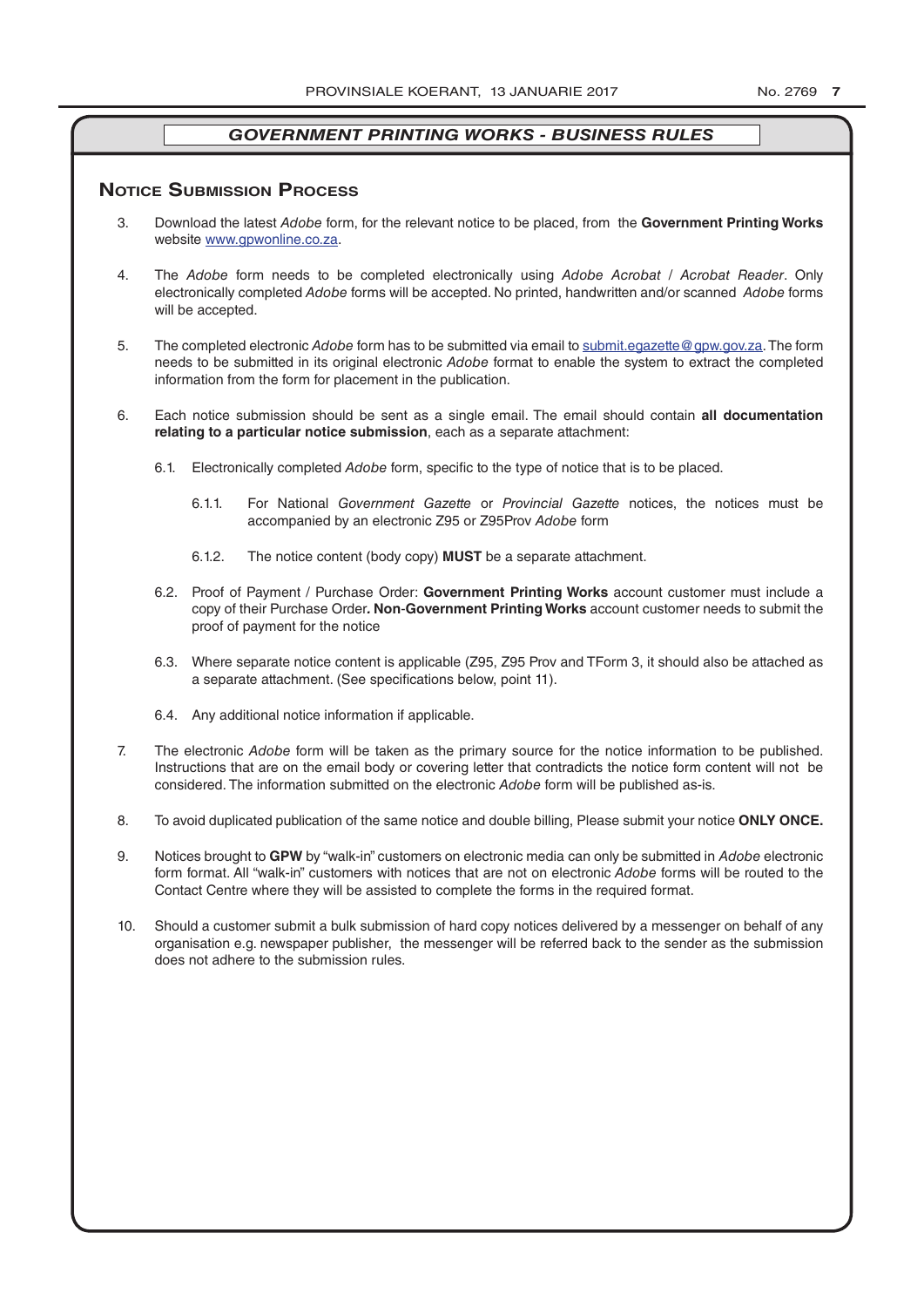## *GOVERNMENT PRINTING WORKS - BUSINESS RULES*

### Notice Submission Process

3. Download the latest *Adobe* form, for the relevant notice to be placed, from the **Government Printing Works** website www.gpwonline.co.za.

4. The *Adobe* form needs to be completed electronically using *Adobe Acrobat* / *Acrobat Reader*. Only electronically completed *Adobe* forms will be accepted. No printed, handwritten and/or scanned *Adobe* forms will be accepted.

5. The completed electronic *Adobe* form has to be submitted via email to submit.egazette@gpw.gov.za. The form needs to be submitted in its original electronic *Adobe* format to enable the system to extract the completed information from the form for placement in the publication.

6. Each notice submission should be sent as a single email. The email should contain **all documentation relating to a particular notice submission**, each as a separate attachment:

   6.1. Electronically completed *Adobe* form, specific to the type of notice that is to be placed.

   6.1.1. For National *Government Gazette* or *Provincial Gazette* notices, the notices must be accompanied by an electronic Z95 or Z95Prov *Adobe* form

   6.1.2. The notice content (body copy) **MUST** be a separate attachment.

   6.2. Proof of Payment / Purchase Order: **Government Printing Works** account customer must include a copy of their Purchase Order**. Non**-**Government Printing Works** account customer needs to submit the proof of payment for the notice

   6.3. Where separate notice content is applicable (Z95, Z95 Prov and TForm 3, it should also be attached as a separate attachment. (See specifications below, point 11).

   6.4. Any additional notice information if applicable.

7. The electronic *Adobe* form will be taken as the primary source for the notice information to be published. Instructions that are on the email body or covering letter that contradicts the notice form content will not be considered. The information submitted on the electronic *Adobe* form will be published as-is.

8. To avoid duplicated publication of the same notice and double billing, Please submit your notice **ONLY ONCE.**

9. Notices brought to **GPW** by "walk-in" customers on electronic media can only be submitted in *Adobe* electronic form format. All "walk-in" customers with notices that are not on electronic *Adobe* forms will be routed to the Contact Centre where they will be assisted to complete the forms in the required format.

10. Should a customer submit a bulk submission of hard copy notices delivered by a messenger on behalf of any organisation e.g. newspaper publisher, the messenger will be referred back to the sender as the submission does not adhere to the submission rules.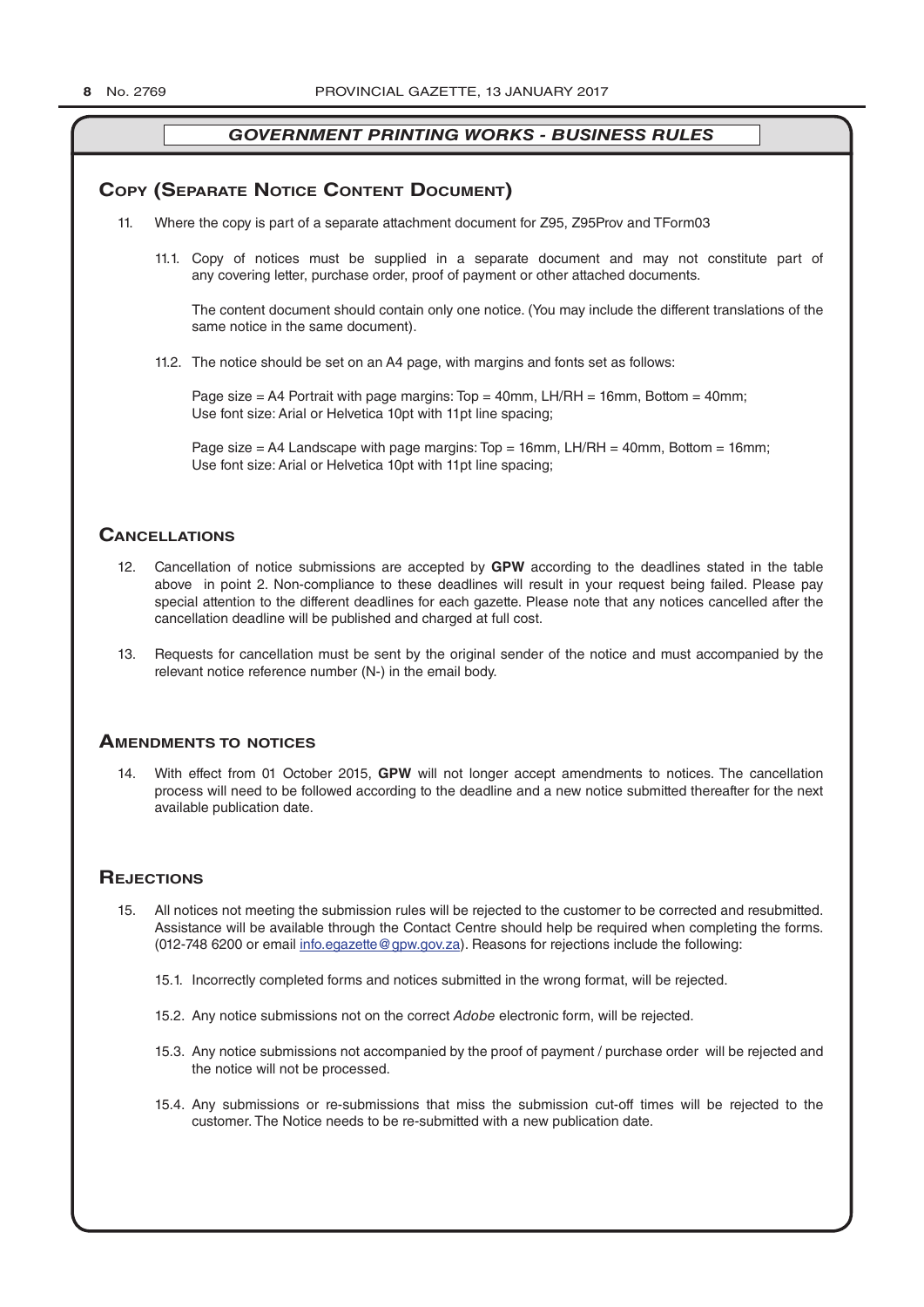## GOVERNMENT PRINTING WORKS - BUSINESS RULES

## Copy (Separate Notice Content Document)

11. Where the copy is part of a separate attachment document for Z95, Z95Prov and TForm03

    11.1. Copy of notices must be supplied in a separate document and may not constitute part of any covering letter, purchase order, proof of payment or other attached documents.

    The content document should contain only one notice. (You may include the different translations of the same notice in the same document).

    11.2. The notice should be set on an A4 page, with margins and fonts set as follows:

    Page size = A4 Portrait with page margins: Top = 40mm, LH/RH = 16mm, Bottom = 40mm;
    Use font size: Arial or Helvetica 10pt with 11pt line spacing;

    Page size = A4 Landscape with page margins: Top = 16mm, LH/RH = 40mm, Bottom = 16mm;
    Use font size: Arial or Helvetica 10pt with 11pt line spacing;

## Cancellations

12. Cancellation of notice submissions are accepted by **GPW** according to the deadlines stated in the table above in point 2. Non-compliance to these deadlines will result in your request being failed. Please pay special attention to the different deadlines for each gazette. Please note that any notices cancelled after the cancellation deadline will be published and charged at full cost.

13. Requests for cancellation must be sent by the original sender of the notice and must accompanied by the relevant notice reference number (N-) in the email body.

## Amendments to notices

14. With effect from 01 October 2015, **GPW** will not longer accept amendments to notices. The cancellation process will need to be followed according to the deadline and a new notice submitted thereafter for the next available publication date.

## Rejections

15. All notices not meeting the submission rules will be rejected to the customer to be corrected and resubmitted. Assistance will be available through the Contact Centre should help be required when completing the forms. (012-748 6200 or email info.egazette@gpw.gov.za). Reasons for rejections include the following:

    15.1. Incorrectly completed forms and notices submitted in the wrong format, will be rejected.

    15.2. Any notice submissions not on the correct *Adobe* electronic form, will be rejected.

    15.3. Any notice submissions not accompanied by the proof of payment / purchase order will be rejected and the notice will not be processed.

    15.4. Any submissions or re-submissions that miss the submission cut-off times will be rejected to the customer. The Notice needs to be re-submitted with a new publication date.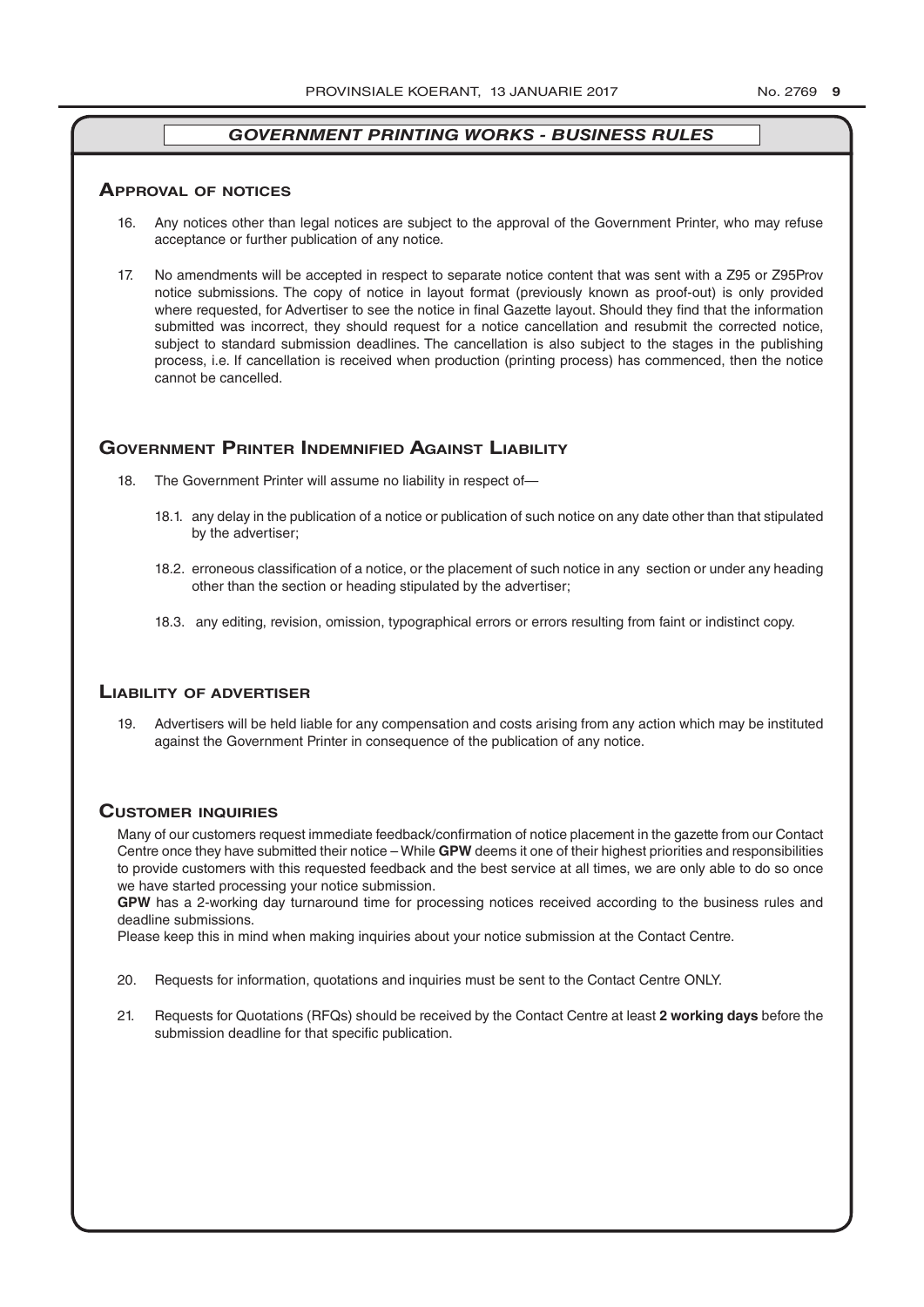## *GOVERNMENT PRINTING WORKS - BUSINESS RULES*

### Approval of notices

16. Any notices other than legal notices are subject to the approval of the Government Printer, who may refuse acceptance or further publication of any notice.

17. No amendments will be accepted in respect to separate notice content that was sent with a Z95 or Z95Prov notice submissions. The copy of notice in layout format (previously known as proof-out) is only provided where requested, for Advertiser to see the notice in final Gazette layout. Should they find that the information submitted was incorrect, they should request for a notice cancellation and resubmit the corrected notice, subject to standard submission deadlines. The cancellation is also subject to the stages in the publishing process, i.e. If cancellation is received when production (printing process) has commenced, then the notice cannot be cancelled.

### Government Printer Indemnified Against Liability

18. The Government Printer will assume no liability in respect of—

    18.1. any delay in the publication of a notice or publication of such notice on any date other than that stipulated by the advertiser;

    18.2. erroneous classification of a notice, or the placement of such notice in any section or under any heading other than the section or heading stipulated by the advertiser;

    18.3. any editing, revision, omission, typographical errors or errors resulting from faint or indistinct copy.

### Liability of advertiser

19. Advertisers will be held liable for any compensation and costs arising from any action which may be instituted against the Government Printer in consequence of the publication of any notice.

### Customer inquiries

Many of our customers request immediate feedback/confirmation of notice placement in the gazette from our Contact Centre once they have submitted their notice – While **GPW** deems it one of their highest priorities and responsibilities to provide customers with this requested feedback and the best service at all times, we are only able to do so once we have started processing your notice submission.

**GPW** has a 2-working day turnaround time for processing notices received according to the business rules and deadline submissions.

Please keep this in mind when making inquiries about your notice submission at the Contact Centre.

20. Requests for information, quotations and inquiries must be sent to the Contact Centre ONLY.

21. Requests for Quotations (RFQs) should be received by the Contact Centre at least **2 working days** before the submission deadline for that specific publication.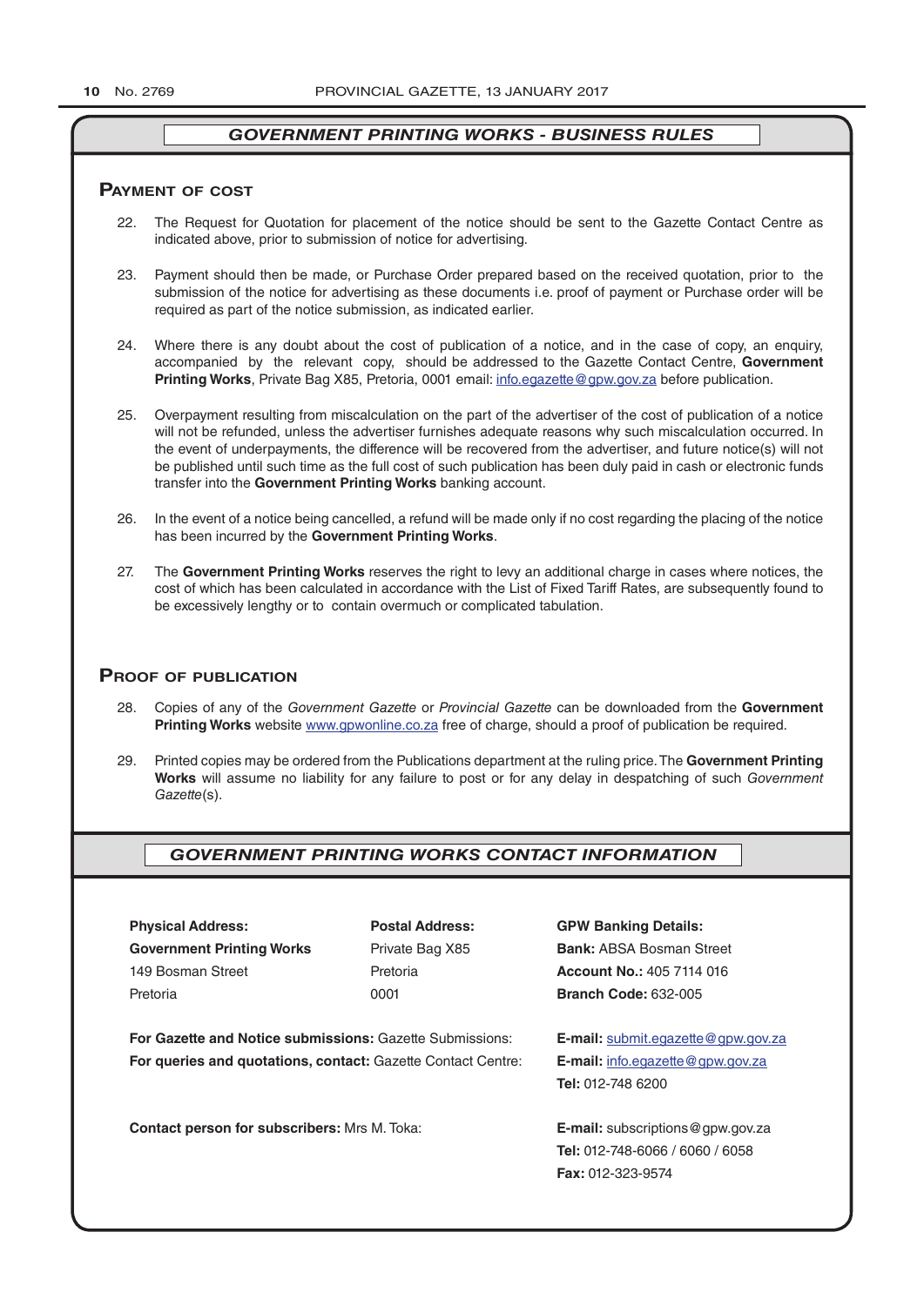## *GOVERNMENT PRINTING WORKS - BUSINESS RULES*

### Payment of cost

22. The Request for Quotation for placement of the notice should be sent to the Gazette Contact Centre as indicated above, prior to submission of notice for advertising.

23. Payment should then be made, or Purchase Order prepared based on the received quotation, prior to the submission of the notice for advertising as these documents i.e. proof of payment or Purchase order will be required as part of the notice submission, as indicated earlier.

24. Where there is any doubt about the cost of publication of a notice, and in the case of copy, an enquiry, accompanied by the relevant copy, should be addressed to the Gazette Contact Centre, **Government Printing Works**, Private Bag X85, Pretoria, 0001 email: info.egazette@gpw.gov.za before publication.

25. Overpayment resulting from miscalculation on the part of the advertiser of the cost of publication of a notice will not be refunded, unless the advertiser furnishes adequate reasons why such miscalculation occurred. In the event of underpayments, the difference will be recovered from the advertiser, and future notice(s) will not be published until such time as the full cost of such publication has been duly paid in cash or electronic funds transfer into the **Government Printing Works** banking account.

26. In the event of a notice being cancelled, a refund will be made only if no cost regarding the placing of the notice has been incurred by the **Government Printing Works**.

27. The **Government Printing Works** reserves the right to levy an additional charge in cases where notices, the cost of which has been calculated in accordance with the List of Fixed Tariff Rates, are subsequently found to be excessively lengthy or to contain overmuch or complicated tabulation.

### Proof of publication

28. Copies of any of the *Government Gazette* or *Provincial Gazette* can be downloaded from the **Government Printing Works** website www.gpwonline.co.za free of charge, should a proof of publication be required.

29. Printed copies may be ordered from the Publications department at the ruling price. The **Government Printing Works** will assume no liability for any failure to post or for any delay in despatching of such *Government Gazette*(s).

## *GOVERNMENT PRINTING WORKS CONTACT INFORMATION*

| **Physical Address:** | **Postal Address:** | **GPW Banking Details:** |
|---|---|---|
| **Government Printing Works** | Private Bag X85 | **Bank:** ABSA Bosman Street |
| 149 Bosman Street | Pretoria | **Account No.:** 405 7114 016 |
| Pretoria | 0001 | **Branch Code:** 632-005 |

**For Gazette and Notice submissions:** Gazette Submissions: **E-mail:** submit.egazette@gpw.gov.za

**For queries and quotations, contact:** Gazette Contact Centre: **E-mail:** info.egazette@gpw.gov.za
**Tel:** 012-748 6200

**Contact person for subscribers:** Mrs M. Toka: **E-mail:** subscriptions@gpw.gov.za
**Tel:** 012-748-6066 / 6060 / 6058
**Fax:** 012-323-9574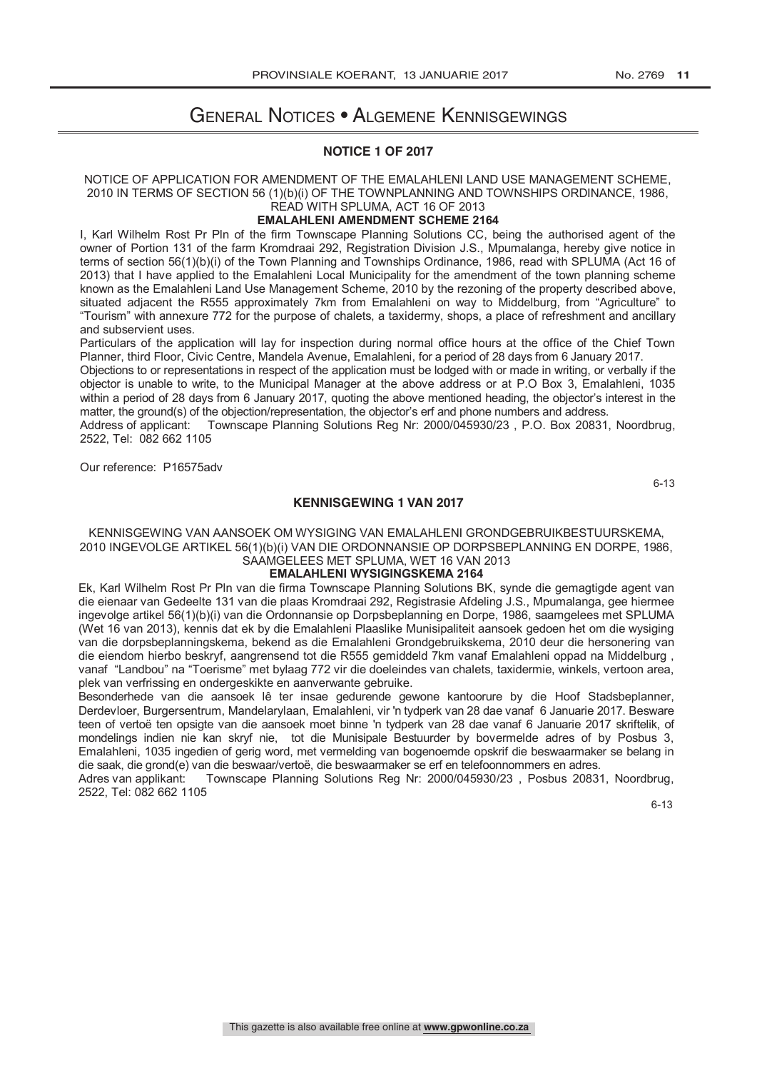# General Notices • Algemene Kennisgewings

## NOTICE 1 OF 2017

NOTICE OF APPLICATION FOR AMENDMENT OF THE EMALAHLENI LAND USE MANAGEMENT SCHEME, 2010 IN TERMS OF SECTION 56 (1)(b)(i) OF THE TOWNPLANNING AND TOWNSHIPS ORDINANCE, 1986, READ WITH SPLUMA, ACT 16 OF 2013

**EMALAHLENI AMENDMENT SCHEME 2164**

I, Karl Wilhelm Rost Pr Pln of the firm Townscape Planning Solutions CC, being the authorised agent of the owner of Portion 131 of the farm Kromdraai 292, Registration Division J.S., Mpumalanga, hereby give notice in terms of section 56(1)(b)(i) of the Town Planning and Townships Ordinance, 1986, read with SPLUMA (Act 16 of 2013) that I have applied to the Emalahleni Local Municipality for the amendment of the town planning scheme known as the Emalahleni Land Use Management Scheme, 2010 by the rezoning of the property described above, situated adjacent the R555 approximately 7km from Emalahleni on way to Middelburg, from "Agriculture" to "Tourism" with annexure 772 for the purpose of chalets, a taxidermy, shops, a place of refreshment and ancillary and subservient uses.

Particulars of the application will lay for inspection during normal office hours at the office of the Chief Town Planner, third Floor, Civic Centre, Mandela Avenue, Emalahleni, for a period of 28 days from 6 January 2017.

Objections to or representations in respect of the application must be lodged with or made in writing, or verbally if the objector is unable to write, to the Municipal Manager at the above address or at P.O Box 3, Emalahleni, 1035 within a period of 28 days from 6 January 2017, quoting the above mentioned heading, the objector's interest in the matter, the ground(s) of the objection/representation, the objector's erf and phone numbers and address.

Address of applicant: Townscape Planning Solutions Reg Nr: 2000/045930/23 , P.O. Box 20831, Noordbrug, 2522, Tel: 082 662 1105

Our reference: P16575adv

6-13

## KENNISGEWING 1 VAN 2017

KENNISGEWING VAN AANSOEK OM WYSIGING VAN EMALAHLENI GRONDGEBRUIKBESTUURSKEMA, 2010 INGEVOLGE ARTIKEL 56(1)(b)(i) VAN DIE ORDONNANSIE OP DORPSBEPLANNING EN DORPE, 1986, SAAMGELEES MET SPLUMA, WET 16 VAN 2013

**EMALAHLENI WYSIGINGSKEMA 2164**

Ek, Karl Wilhelm Rost Pr Pln van die firma Townscape Planning Solutions BK, synde die gemagtigde agent van die eienaar van Gedeelte 131 van die plaas Kromdraai 292, Registrasie Afdeling J.S., Mpumalanga, gee hiermee ingevolge artikel 56(1)(b)(i) van die Ordonnansie op Dorpsbeplanning en Dorpe, 1986, saamgelees met SPLUMA (Wet 16 van 2013), kennis dat ek by die Emalahleni Plaaslike Munisipaliteit aansoek gedoen het om die wysiging van die dorpsbeplanningskema, bekend as die Emalahleni Grondgebruikskema, 2010 deur die hersonering van die eiendom hierbo beskryf, aangrensend tot die R555 gemiddeld 7km vanaf Emalahleni oppad na Middelburg , vanaf "Landbou" na "Toerisme" met bylaag 772 vir die doeleindes van chalets, taxidermie, winkels, vertoon area, plek van verfrissing en ondergeskikte en aanverwante gebruike.

Besonderhede van die aansoek lê ter insae gedurende gewone kantoorure by die Hoof Stadsbeplanner, Derdevloer, Burgersentrum, Mandelarylaan, Emalahleni, vir 'n tydperk van 28 dae vanaf 6 Januarie 2017. Besware teen of vertoë ten opsigte van die aansoek moet binne 'n tydperk van 28 dae vanaf 6 Januarie 2017 skriftelik, of mondelings indien nie kan skryf nie, tot die Munisipale Bestuurder by bovermelde adres of by Posbus 3, Emalahleni, 1035 ingedien of gerig word, met vermelding van bogenoemde opskrif die beswaarmaker se belang in die saak, die grond(e) van die beswaar/vertoë, die beswaarmaker se erf en telefoonnommers en adres.

Adres van applikant: Townscape Planning Solutions Reg Nr: 2000/045930/23 , Posbus 20831, Noordbrug, 2522, Tel: 082 662 1105

6-13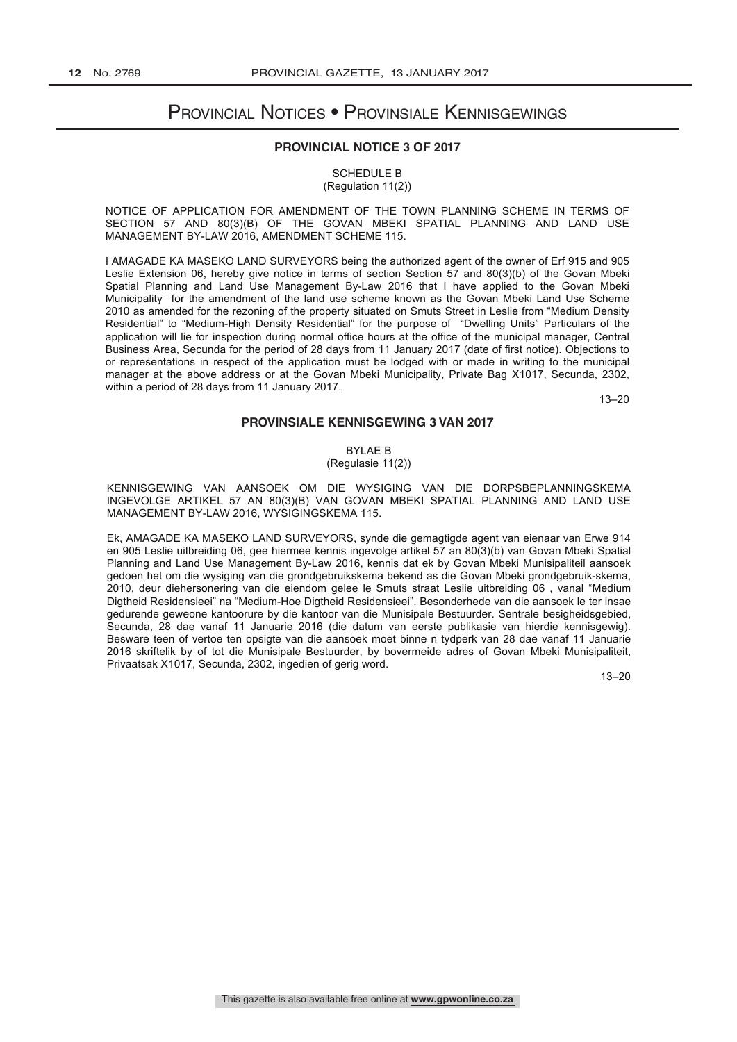# Provincial Notices • Provinsiale Kennisgewings

## PROVINCIAL NOTICE 3 OF 2017

SCHEDULE B
(Regulation 11(2))

NOTICE OF APPLICATION FOR AMENDMENT OF THE TOWN PLANNING SCHEME IN TERMS OF SECTION 57 AND 80(3)(B) OF THE GOVAN MBEKI SPATIAL PLANNING AND LAND USE MANAGEMENT BY-LAW 2016, AMENDMENT SCHEME 115.

I AMAGADE KA MASEKO LAND SURVEYORS being the authorized agent of the owner of Erf 915 and 905 Leslie Extension 06, hereby give notice in terms of section Section 57 and 80(3)(b) of the Govan Mbeki Spatial Planning and Land Use Management By-Law 2016 that I have applied to the Govan Mbeki Municipality for the amendment of the land use scheme known as the Govan Mbeki Land Use Scheme 2010 as amended for the rezoning of the property situated on Smuts Street in Leslie from "Medium Density Residential" to "Medium-High Density Residential" for the purpose of "Dwelling Units" Particulars of the application will lie for inspection during normal office hours at the office of the municipal manager, Central Business Area, Secunda for the period of 28 days from 11 January 2017 (date of first notice). Objections to or representations in respect of the application must be lodged with or made in writing to the municipal manager at the above address or at the Govan Mbeki Municipality, Private Bag X1017, Secunda, 2302, within a period of 28 days from 11 January 2017.

13–20

## PROVINSIALE KENNISGEWING 3 VAN 2017

BYLAE B
(Regulasie 11(2))

KENNISGEWING VAN AANSOEK OM DIE WYSIGING VAN DIE DORPSBEPLANNINGSKEMA INGEVOLGE ARTIKEL 57 AN 80(3)(B) VAN GOVAN MBEKI SPATIAL PLANNING AND LAND USE MANAGEMENT BY-LAW 2016, WYSIGINGSKEMA 115.

Ek, AMAGADE KA MASEKO LAND SURVEYORS, synde die gemagtigde agent van eienaar van Erwe 914 en 905 Leslie uitbreiding 06, gee hiermee kennis ingevolge artikel 57 an 80(3)(b) van Govan Mbeki Spatial Planning and Land Use Management By-Law 2016, kennis dat ek by Govan Mbeki Munisipaliteil aansoek gedoen het om die wysiging van die grondgebruikskema bekend as die Govan Mbeki grondgebruik-skema, 2010, deur diehersonering van die eiendom gelee le Smuts straat Leslie uitbreiding 06 , vanal "Medium Digtheid Residensieei" na "Medium-Hoe Digtheid Residensieei". Besonderhede van die aansoek le ter insae gedurende geweone kantoorure by die kantoor van die Munisipale Bestuurder. Sentrale besigheidsgebied, Secunda, 28 dae vanaf 11 Januarie 2016 (die datum van eerste publikasie van hierdie kennisgewig). Besware teen of vertoe ten opsigte van die aansoek moet binne n tydperk van 28 dae vanaf 11 Januarie 2016 skriftelik by of tot die Munisipale Bestuurder, by bovermeide adres of Govan Mbeki Munisipaliteit, Privaatsak X1017, Secunda, 2302, ingedien of gerig word.

13–20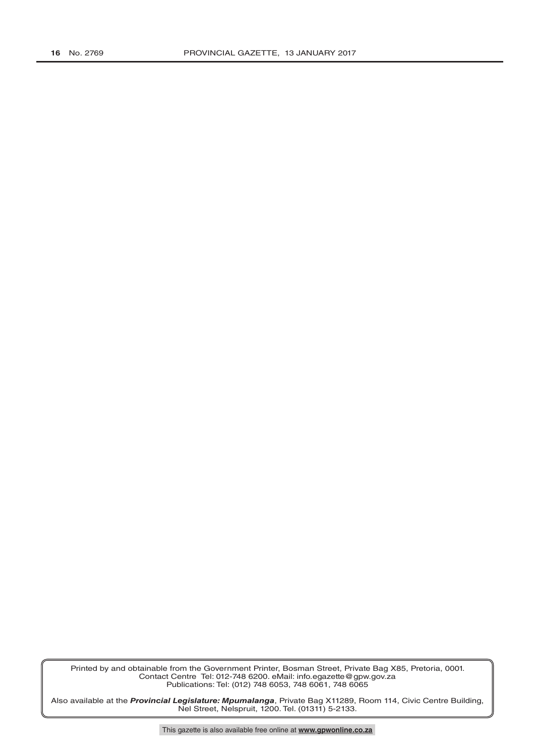Printed by and obtainable from the Government Printer, Bosman Street, Private Bag X85, Pretoria, 0001.
Contact Centre Tel: 012-748 6200. eMail: info.egazette@gpw.gov.za
Publications: Tel: (012) 748 6053, 748 6061, 748 6065

Also available at the ***Provincial Legislature: Mpumalanga***, Private Bag X11289, Room 114, Civic Centre Building, Nel Street, Nelspruit, 1200. Tel. (01311) 5-2133.

This gazette is also available free online at **www.gpwonline.co.za**